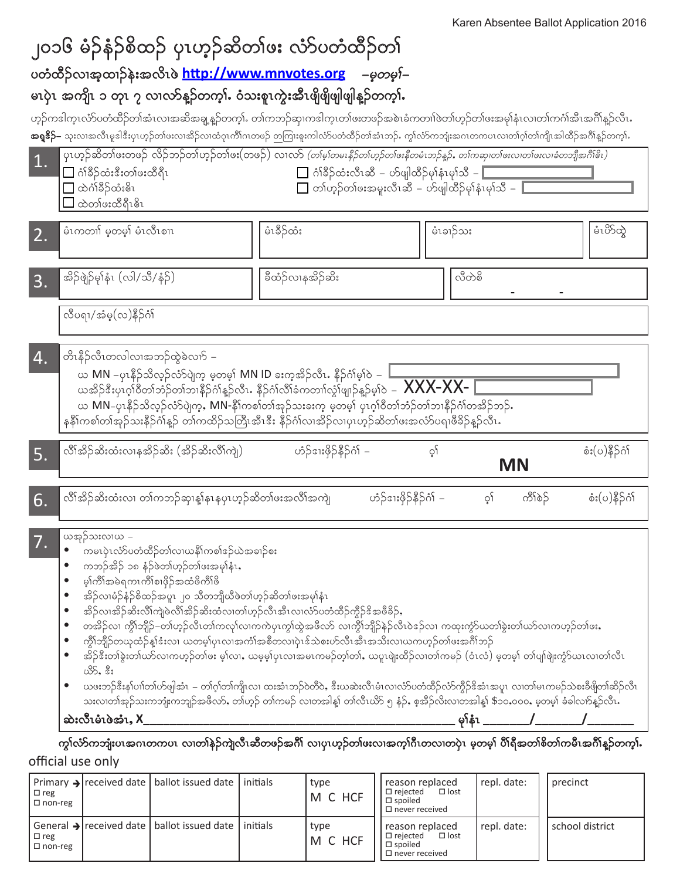Karen Absentee Ballot Application 2016

# ၂၀၁၆ မ်ာ်နံာ်စိထဉ် ပှၤဟ့ဉ်ဆိတၢ်ဖး လံာ်ပတံထီဉ်တၢ်

**ပတံထီဉ်လၢအ့ထၢဉ်နဲးအလိၤဖဲ http://www.mnvotes.org –မ့တမ့ၢ်–**

**မၤပှဲၤ အကျိၤ ၁ တုၤ ၇ လၢလၢ်နှၤ်တက့ၢ်. ဝံသးစူၤကွဲးအီၤဖျိဖျါဖျါနှၤ်တက့ၢ်.**

ဟ့ဉ်ကဒါက့ၤလံာ်ပတံထီဉ်တၢ်အံၤလၢအဆိအချ့န့ဉ်တက့ၢ်. တၢ်ကဘဉ်ဆှၢကဒါက့ၤတၢ်ဖးတဖဉ်အစဲၤခံကတၢၢ်ဖဲတၢ်ဟ့ဉ်တၢ်ဖးအမုၢ်နံၤလၢတၢ်ကဂံၢ်အီၤအဂီၢ်နှၤ်လီၤ.

**အရှၤ်ဒိဉ်–** သုးလၢအလီၤမူဒါဒီးပှၤဟ့ဉ်တၢ်ဖးလၢအိဉ်လၢထံဂုၤကီၢ်ဂၤတဖဉ် ဘဉ်ကြၢးစူးကါလံာ်ပတံထီဉ်တၢ်အံၤဘဉ်. ကွၢ်လံာ်ကဘျံးအဂၤတကပၤလၢတၢ်ဂ့ၢ်တၢ်ကျိၤအါထိဉ်အဂီၢ်နှၤ်တက့ၢ်.

**1.** ပှၤဟ့ဉ်ဆိတၢ်ဖးတဖဉ် လိဉ်ဘဉ်တၢ်ဟ့ဉ်တၢ်ဖး(တဖဉ်) လၢလၢ် *(တၢ်မ့ၢ်တမၤနီဉ်တၢ်ဟ့ဉ်တၢ်ဖးနီတမံၤဘဉ်နှၤ်, တၢ်ကဆှၢတၢ်ဖးလၢတၢ်ဖးလၢခံတဘျီအဂီၢ်ဒီၤ)*

- ☐ ဂံၢ်ခိဉ်ထံးဒီးတၢ်ဖးထိရိၤ
- ☐ ထဲဂံၢ်ခိဉ်ထံးဒိၤ
- ☐ ထဲတၢ်ဖးထိရိၤဒိၤ
- ☐ ဂံၢ်ခိဉ်ထံးလီၤဆီ – ဟ်ဖျါထိဉ်မုၢ်နံၤမုၢ်သီ – ______
- ☐ တၢ်ဟ့ဉ်တၢ်ဖးအမူးလီၤဆီ – ဟ်ဖျါထိဉ်မုၢ်နံၤမုၢ်သီ – ______

**2.** မံၤကတၢၢ် မ့တမ့ၢ် မံၤလီၤစၢၤ | မံၤခိဉ်ထံး | မံၤခၢဉ်သး | မံၤဗိာ်ထွဲ

**3.** အိဉ်ဖျဲဉ်မုၢ်နံၤ (လါ/သီ/နံဉ်) | ခီထံဉ်လၢနအိဉ်ဆိး | လီတဲစိ ___-___-___

လီပရၢ/အံမ့(လ)နီဉ်ဂံၢ်

**4.** တၢ်နီဉ်လီၤတလါလၢအဘဉ်ထွဲခဲလၢာ် –

ယ MN –ပှၤနီဉ်သိလ့ဉ်လံာ်ပျဲက့ မ့တမ့ၢ် MN ID ခးက့အိဉ်လီၤ. နီဉ်ဂံၢ်မ့ၢ်ဝဲ – ______

ယအိဉ်ဒီးပှၤဂ့ၢ်ဝီတၢ်ဘံဉ်တၢ်ဘၢနီဉ်ဂံၢ်နှၤ်လီၤ. နီဉ်ဂံၢ်လီၢ်ခံကတၢၢ်လွံၢ်ဖျၢဉ်နှၤ်မ့ၢ်ဝဲ – XXX-XX- ______

ယ MN–ပှၤနီဉ်သိလ့ဉ်လံာ်ပျဲက့, MN-နီၢ်ကစၢ်တၢ်အုဉ်သးခးက့ မ့တမ့ၢ် ပှၤဂ့ၢ်ဝီတၢ်ဘံဉ်တၢ်ဘၢနီဉ်ဂံၢ်တအိဉ်ဘဉ်.

နနီၢ်ကစၢ်တၢ်အုဉ်သးနီဉ်ဂံၢ်နှၤ် တၢ်ကထိဉ်သတြၢၤအီၤဒီး နီဉ်ဂံၢ်လၢအိဉ်လၢပှၤဟ့ဉ်ဆိတၢ်ဖးအလံာ်ပရၢဖီခိဉ်နှၤ်လီၤ.

**5.** လီၢ်အိဉ်ဆိးထံးလၢနအိဉ်ဆိး (အိဉ်ဆိးလီၢ်ကျဲ) | ဟံဉ်ဒၢးဖိဉ်နီဉ်ဂံၢ် – | ဝ့ၢ် | MN | စံး(ပ)နီဉ်ဂံၢ်

**6.** လီၢ်အိဉ်ဆိးထံးလၢ တၢ်ကဘဉ်ဆှၢန့ၢ်နၤနပှၤဟ့ဉ်ဆိတၢ်ဖးအလီၢ်အကျဲ | ဟံဉ်ဒၢးဖိဉ်နီဉ်ဂံၢ် – | ဝ့ၢ် | ကီၢ်စဲဉ် | စံး(ပ)နီဉ်ဂံၢ်

**7.** ယအုဉ်သးလၢယ –

- ကမၤပှဲၤလံာ်ပတံထီဉ်တၢ်လၢယနီၢ်ကစၢ်ဒဉ်ယဲအခၢဉ်စး
- ကဘဉ်အိဉ် ၁၈ နံဉ်ဖဲတၢ်ဟ့ဉ်တၢ်ဖးအမုၢ်နံၤ,
- မ့ၢ်ကီၢ်အမဲရကၤကီၢ်စၢဖိဉ်အထံဖိကိၢ်ဖိ
- အိဉ်လၢမံာ်နံာ်စိထဉ်အပူၤ ၂၀ သီတဘျီဃိဖဲတၢ်ဟ့ဉ်ဆိတၢ်ဖးအမုၢ်နံၤ
- အိဉ်လၢအိဉ်ဆိးလီၢ်ကျဲဖဲလီၢ်အိဉ်ဆိးထံလၢတၢ်ဟ့ဉ်လီၤအီၤလၢလံာ်ပတံထီဉ်ကွိဉ်ဒ်အဖီခိဉ်,
- တအိဉ်လၢ ကွိၢ်ဘျိဉ်–တၢ်ဟ့ဉ်လီၤတၢ်ကလုၢ်လၢကကဲပှၤကွၢ်ထွဲအဖီလာ် လၢကွိၢ်ဘျိဉ်နဲဉ်လီၤဝဲဒ်လၢ ကထုးကွံာ်ယတၢ်ခွဲးတၢ်ယာ်လၢကဟ့ဉ်တၢ်ဖး,
- ကွိၢ်ဘျိဉ်တယုထံဉ်နှၢ်ဒံးလၢ ယတမ့ၢ်ပှၤလၢအကံၢ်အစီတလၢပှဲၤဒ်သဲစးဟ်လီၤအီၤအသိးလၢယကဟ့ဉ်တၢ်ဖးအဂီၢ်ဘဉ်
- အိဉ်ဒီးတၢ်ခွဲးတၢ်ယာ်လၢကဟ့ဉ်တၢ်ဖး မ့ၢ်လၢ, ယမ့မ့ၢ်ပှၤလၢအမၤကမဉ်တ့ၢ်တၢ်, ယပူၤဖျဲးထိဉ်လၢတၢ်ကမဉ် (ဝံၤလံ) မ့တမ့ၢ် တၢ်ပျၢ်ဖျဲးကွံာ်ယၤလၢတၢ်လီၤယာ်, ဒီး
- ယဖးဘဉ်ဒီးနၢ်ပၢၢ်တၢ်ဟ်ဖျါအံၤ – တၢ်ဂ့ၢ်တၢ်ကျိၤလၢ ထးအံၤဘဉ်ဝဲတီဝဲ, ဒီးယဆဲးလီၤမံၤလၢလံာ်ပတံထီဉ်လံာ်ကွိဉ်ဒိအံၤအပူၤ လၢတၢ်မၤကမဉ်သဲစးခီဖျိတၢ်ဆိဉ်လီၤ သးလၢတၢ်အုဉ်သးကဘျံးကဘျဉ်အဖီလာ်, တၢ်ဟ့ဉ် တၢ်ကမဉ် လၢတအါန့ၢ် တၢ်လီၤယာ် ၅ နံဉ်, စ့အိဉ်လီၤလၢတအါန့ၢ် $၁၀,၀၀၀, မ့တမ့ၢ် ခံခါလၢာ်နှၤ်လီၤ.

**ဆဲးလီၤမံၤဖဲအံၤ, X**______________________________ **မုၢ်နံၤ** ______/______/______

**ကွၢ်လံာ်ကဘျံးပၤအဂၤတကပၤ လၢတၢ်နဲဉ်ကျဲလီၤဆီတဖဉ်အဂီၢ် လၢပှၤဟ့ဉ်တၢ်ဖးလၢအကဲ့ၢ်ဂီၤတလၢတပှဲၤ မ့တမ့ၢ် ပိၢ်ရီအတၢ်စိတၢ်ကမီၤအဂီၢ်နှၤ်တက့ၢ်.**

official use only

| | received date | ballot issued date | initials | type | reason replaced | repl. date: | |
|---|---|---|---|---|---|---|---|
| Primary → ☐ reg ☐ non-reg | | | | M C HCF | ☐ rejected ☐ lost ☐ spoiled ☐ never received | | precinct |
| General → ☐ reg ☐ non-reg | | | | M C HCF | ☐ rejected ☐ lost ☐ spoiled ☐ never received | | school district |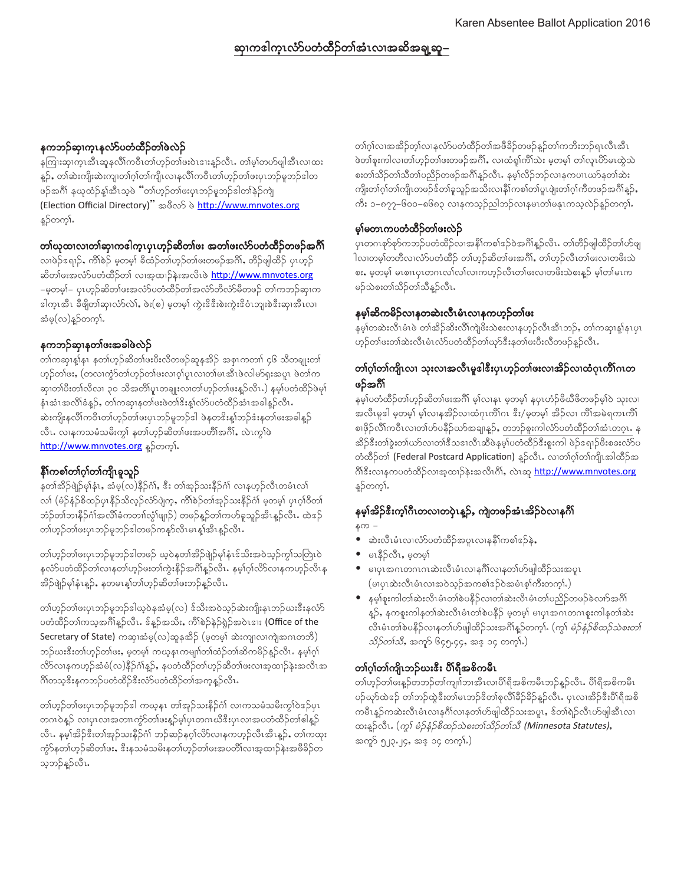# ဆ့ၢကဒါက့ၤလံာ်ပတံထီဉ်တၢ်အံၤလၢအဆိအချ့ဆူ–

## နကဘဉ်ဆှၢက့ၤနလံာ်ပတံထီဉ်တၢ်ဖဲလဲဉ်

နကြၢးဆှၢက့ၤအီၤဆူနလီၢ်ကဝီၤတၢ်ဟ့ဉ်တၢ်ဖးဝဲၤဒၢးန့ဉ်လီၤ. တၢ်မ့ၢ်တဟ်ဖျါအီၤလၢထး န့ဉ်, တၢ်ဆဲးကျိးဆဲးကျၢတၢ်ဂ့ၢ်တၢ်ကျိၤလၢနလီၢ်ကဝီၤတၢ်ဟ့ဉ်တၢ်ဖးပှၤဘဉ်မူဘဉ်ဒါတ ဖဉ်အဂီၢ် နယုထံဉ်န့ၢ်အီၤသ့ဖဲ "တၢ်ဟ့ဉ်တၢ်ဖးပှၤဘဉ်မူဘဉ်ဒါတၢ်နဲဉ်ကျဲ (Election Official Directory)" အဖီလာ် ဖဲ http://www.mnvotes.org န့ဉ်တက့ၢ်.

## တၢ်ယုထၢလၢတၢ်ဆှၢကဒါက့ၤပှၤဟ့ဉ်ဆီတၢ်ဖး အတၢ်ဖးလံာ်ပတံထီဉ်တဖဉ်အဂီၢ်

လၢဖဲဉ်ဒရၢဉ်, ကီၢ်စဲဉ် မ့တမ့ၢ် ခီထံဉ်တၢ်ဟ့ဉ်တၢ်ဖးတဖဉ်အဂီၢ်, တိဉ်ဖျါထီဉ် ပှၤဟ့ဉ် ဆီတၢ်ဖးအလံာ်ပတံထီဉ်တၢ် လၢအ့ထၢဉ်နဲးအလိၤဖဲ http://www.mnvotes.org –မ့တမ့ၢ်– ပှၤဟ့ဉ်ဆီတၢ်ဖးအလံာ်ပတံထီဉ်တၢ်အလံာ်တီလံာ်မီတဖဉ် တၢ်ကဘဉ်ဆှၢက ဒါက့ၤအီၤ ခီဖျိတၢ်ဆှၢလံာ်လံၢ်, ဖဲး(စ) မ့တမ့ၢ် ကွဲးဒိဒိးစဲးကွဲးဒိဝဲၤဘျးစဲဒီးဆှၢအီၤလၢ အံမ့(လ)န့ဉ်တက့ၢ်.

## နကဘဉ်ဆှၢနတၢ်ဖးအခါဖဲလဲဉ်

တၢ်ကဆှၢန့ၢ်နၤ နတၢ်ဟ့ဉ်ဆီတၢ်ဖးပီးလီတဖဉ်ဆူနအိဉ် အစှၤကတၢၢ် ၄၆ သီတချုးတၢ် ဟ့ဉ်တၢ်ဖး, (တလၢကွံာ်တၢ်ဟ့ဉ်တၢ်ဖးလၢဂ့ၢ်ပူၤလၢတၢ်မၤအီၤဖဲလါမ်ာ်ရှးအပူၤ ဖဲတၢ်က ဆှၢတၢ်ပီးတၢ်လီလၢ ၃၀ သီအတီၢ်ပူၤတချုးလၢတၢ်ဟ့ဉ်တၢ်ဖးန့ဉ်လီၤ.) နမ့ၢ်ပတံထီဉ်ဖဲမ့ၢ် နံၤအံၤအလိၢ်ခံန့ဉ်, တၢ်ကဆှၢနတၢ်ဖးဖဲတၢ်ဒိးန့ၢ်ဘဉ်လံာ်ပတံထီဉ်အံၤအခါန့ဉ်လီၤ. ဆဲးကျိးနလီၢ်ကဝီၤတၢ်ဟ့ဉ်တၢ်ဖးပှၤဘဉ်မူဘဉ်ဒါ ဖဲနတဒိးန့ၢ်ဘဉ်ဒံးနတၢ်ဖးအခါန့ဉ် လီၤ. လၢနကသမံသမိးကွၢ် နတၢ်ဟ့ဉ်ဆီတၢ်ဖးအပတိၢ်အဂီၢ်, လဲၤကွၢ်ဖဲ http://www.mnvotes.org န့ဉ်တက့ၢ်.

## နီၢ်ကစၢ်တၢ်ဂ့ၢ်တၢ်ကျိၤစူသူဉ်

နတၢ်အိဉ်ဖျဲဉ်မုၢ်နံၤ, အံမ့(လ)နီၣ်ဂံၢ်, ဒီး တၢ်အုဉ်သးနီၣ်ဂံၢ် လၢနဟ့ဉ်လီၤတမံၤလၢ် လၢ် (မံဉ်နံဉ်စိထံဉ်ပှၤနီဉ်သိလ့ဉ်လံာ်ပျဲက့, ကီၢ်စဲဉ်တၢ်အုဉ်သးနီဉ်ဂံၢ် မ့တမ့ၢ် ပှၤဂ့ၢ်ဝီတၢ် ဘံဉ်တၢ်ဘၢနီဉ်ဂံၢ်အလီၢ်ခံကတၢၢ်လွံၢ်ဖျၢဉ်) တဖဉ်န့ဉ်တၢ်ကဟ်စူသူဉ်အီၤန့ဉ်လီၤ. ထဲဒဉ် တၢ်ဟ့ဉ်တၢ်ဖးပှၤဘဉ်မူဘဉ်ဒါတဖဉ်ကနဉ်လီၤမၤန့ၢ်အီၤန့ဉ်လီၤ.

တၢ်ဟ့ဉ်တၢ်ဖးပှၤဘဉ်မူဘဉ်ဒါတဖဉ် ယ့ဝဲနတၢ်အိဉ်ဖျဲဉ်မုၢ်နံၤဒ်သိးအဝဲသ့ဉ်ကွၢ်သကြၢးဖဲ နလံာ်ပတံထီဉ်တၢ်လၢနတၢ်ဟ့ဉ်တၢ်ဖးတၢ်ကွဲးနီဉ်အဂီၢ်န့ဉ်လီၤ. နမ့ၢ်ဂ့ၢ်လိာ်လၢနကဟ့ဉ်လီၤန အိဉ်ဖျဲဉ်မုၢ်နံၤန့ဉ်, နတမၤန့ၢ်တၢ်ဟ့ဉ်ဆီတၢ်ဖးဘဉ်န့ဉ်လီၤ.

တၢ်ဟ့ဉ်တၢ်ဖးပှၤဘဉ်မူဘဉ်ဒါယ့ဝဲနအံမ့(လ) ဒ်သိးအဝဲသ့ဉ်ဆဲးကျိးနၤဘဉ်ယးဒီးနလံာ် ပတံထီဉ်တၢ်ကသ့အဂီၢ်န့ဉ်လီၤ. ဒ်န့ဉ်အသိး, ကီၢ်စဲဉ်နဲဉ်ရဲဉ်အဝဲၤဒၢး (Office of the Secretary of State) ကဆှၢအံမ့(လ)ဆူနအိဉ် (မ့တမ့ၢ် ဆဲးကျၢလၢကျဲအဂၤတဘိ) ဘဉ်ယးဒီးတၢ်ဟ့ဉ်တၢ်ဖး, မ့တမ့ၢ် ကယ့နၤကမျၢၢ်တၢ်ထံဉ်တၢ်ဆိကမိဉ်န့ဉ်လီၤ. နမ့ၢ်ဂ့ၢ် လိာ်လၢနကဟ့ဉ်အံမ့(လ)နီၣ်ဂံၢ်န့ဉ်, နပတံထီဉ်တၢ်ဟ့ဉ်ဆီတၢ်ဖးလၢအ့ထၢဉ်နဲးအလိၤအ ဂီၢ်တသ့ဒီးနကဘဉ်ပတံထီဉ်ဒီးလံာ်ပတံထီဉ်တၢ်အကၠန့ဉ်လီၤ.

တၢ်ဟ့ဉ်တၢ်ဖးပှၤဘဉ်မူဘဉ်ဒါ ကယ့နၤ တၢ်အုဉ်သးနီဉ်ဂံၢ် လၢကသမံသမိးကွၢ်ဝဲဒဉ်ပှၤ တဂၤဝဲန့ဉ် လၢပှၤလၢအတၢၤကွံာ်တၢ်ဖးန့ဉ်မ့ၢ်ပှၤတဂၤဃီဒီးပှၤလၢအပတံထီဉ်တၢ်ခါန့ဉ် လီၤ. နမ့ၢ်အိဉ်ဒီးတၢ်အုဉ်သးနီဉ်ဂံၢ် ဘဉ်ဆဉ်နဂ့ၢ်လိာ်လၢနကဟ့ဉ်လီၤအီၤန့ဉ်, တၢ်ကထုး ကွံာ်နတၢ်ဟ့ဉ်ဆီတၢ်ဖး, ဒီးနသမံသမိးနတၢ်ဟ့ဉ်တၢ်ဖးအပတိၢ်လၢအ့ထၢဉ်နဲးအဖီခိဉ်တ သ့ဘဉ်န့ဉ်လီၤ.

တၢ်ဂ့ၢ်လၢအခိဉ်တ့ၢ်လၢနလံာ်ပတံထီဉ်တၢ်အဖိခိဉ်တဖဉ်န့ဉ်တၢ်ကဘိးဘဉ်ရၤလီၤအီၤ ဖဲတၢ်စူးကါလၢတၢ်ဟ့ဉ်တၢ်ဖးတဖဉ်အဂီၢ်, လၢထံရှၢ်ကီၢ်သဲး မ့တမ့ၢ် တၢ်လူၤပိာ်မၤထွဲသဲ စးတၢ်သိဉ်တၢ်သီတၢ်ပညိဉ်တဖဉ်အဂီၢ်န့ဉ်လီၤ. နမ့ၢ်လိဉ်ဘဉ်လၢနကပၢၤဃာ်နတၢ်ဆဲး ကျိးတၢ်ဂ့ၢ်တၢ်ကျိၤတဖဉ်ဒ်တၢ်ခူသူဉ်အသိးလၢနီၢ်ကစၢ်တၢ်ပူၤဖျဲးတၢ်ဂ့ၢ်ကီတဖဉ်အဂီၢ်န့ဉ်, ကိး ၁–၈၇၇–၆၀၀–၈၆၈၃ လၢနကသ့ဉ်ညါဘဉ်လၢနမၤတၢ်မနၤကသ့လဲဉ်န့ဉ်တက့ၢ်.

## မ့ၢ်မတၤကပတံထီဉ်တၢ်ဖးလဲဉ်

ပှၤတဂၤစုာ်စုာ်ကဘဉ်ပတံထီဉ်လၢအနီၢ်ကစၢ်ဒဉ်ဝဲအဂီၢ်န့ဉ်လီၤ. တၢ်တိဉ်ဖျါထီဉ်တၢ်ဟ်ဖျါလၢတမ့ၢ်တတီလၢလံာ်ပတံထီဉ် တၢ်ဟ့ဉ်ဆီတၢ်ဖးအဂီၢ်, တၢ်ဟ့ဉ်လီၤတၢ်ဖးလၢတဖိးသဲ စး, မ့တမ့ၢ် မၤစၢၤပှၤတဂၤလၢ်လၢ်လၢကဟ့ဉ်လီၤတၢ်ဖးလၢတဖိးသဲစးန့ဉ် မ့ၢ်တၢ်မၤက မဉ်သဲစးတၢ်သိဉ်တၢ်သီန့ဉ်လီၤ.

## နမ့ၢ်ဆိကမိဉ်လၢနတဆဲးလီၤမံၤလၢနကဟ့ဉ်တၢ်ဖး

နမ့ၢ်တဆဲးလီၤမံၤဖဲ တၢ်အိဉ်ဆိးလီၢ်ကျဲဖိးသဲစးလၢနဟ့ဉ်လီၤအီၤဘဉ်, တၢ်ကဆှၢန့ၢ်နၤပှၤ ဟ့ဉ်တၢ်ဖးတၢ်ဆဲးလီၤမံၤလံာ်ပတံထီဉ်တၢ်ယှာ်ဒီးနတၢ်ဖးပီးလီတဖဉ်န့ဉ်လီၤ.

## တၢ်ဂ့ၢ်တၢ်ကျိၤလၢ သုးလၢအလီၤမူဒါဒီးပှၤဟ့ဉ်တၢ်ဖးလၢအိဉ်လၢထံဂုၤကီၢ်ဂၤတဖဉ်အဂီၢ်

နမ့ၢ်ပတံထီဉ်တၢ်ဟ့ဉ်ဆီတၢ်ဖးအဂီၢ် မ့ၢ်လၢနၤ မ့တမ့ၢ် နပှၤဟံဉ်ဖိဃီဖိတဖဉ်မ့ၢ်ဝဲ သုးလၢ အလီၤမူဒါ မ့တမ့ၢ် မ့ၢ်လၢနအိဉ်လၢထံဂုၤကီၢ်ဂၤ ဒီး/မ့တမ့ၢ် အိဉ်လၢ ကီၢ်အမဲရကၤကီၢ် စၢဖိဉ်လီၢ်ကဝီၤလၢတၢ်ဟ်မနီဉ်ဃာ်အချၢန့ဉ်, တဘဉ်စူးကါလံာ်ပတံထီဉ်တၢ်အံၤတဂ့ၤ. န အိဉ်ဒီးတၢ်ခွဲးတၢ်ယာ်လၢတၢ်ဒိသဒၢလီၤဆီဖဲနမ့ၢ်ပတံထီဉ်ဒီးစူးကါ ဖဲဉ်ဒရၢဉ်ပိးစးလံာ်ပ တံထီဉ်တၢ် (Federal Postcard Application) န့ဉ်လီၤ. လၢတၢ်ဂ့ၢ်တၢ်ကျိၤခါထိဉ်အ ဂီၢ်ဒီးလၢနကပတံထီဉ်လၢအ့ထၢဉ်နဲးအလိၤဂီၢ်, လဲၤဆူ http://www.mnvotes.org န့ဉ်တက့ၢ်.

## နမ့ၢ်အိဉ်ဒီးကွၢ်ဂီၤတလၢတပှဲၤန့ဉ်, ကျဲတဖဉ်အံၤအိဉ်ဝဲလၢနဂီၢ်

နက –

- ဆဲးလီၤမံၤလၢလံာ်ပတံထီဉ်အပူၤလၢနနီၢ်ကစၢ်ဒဉ်နဲ,
- မၤနီဉ်လီၤ, မ့တမ့ၢ်
- မၤပှၤအဂၤတဂၤကဆဲးလီၤမံၤလၢနဂီၢ်လၢနတၢ်ဟ်ဖျါထီဉ်သးအပူၤ (မၤပှၤဆဲးလီၤမံၤလၢအဝဲသ့ဉ်အကစၢ်ဒဉ်ဝဲအမံၤစ့ၢ်ကီးတက့ၢ်.)
- နမ့ၢ်စူးကါတၢ်ဆဲးလီၤမံၤတၢ်စဲပနီဉ်လၢတၢ်ဆဲးလီၤမံၤတၢ်ပညိဉ်တဖဉ်ခဲလၢာ်အဂီၢ် န့ဉ်, နကစူးကါနတၢ်ဆဲးလီၤမံၤတၢ်စဲပနီဉ် မ့တမ့ၢ် မၤပှၤအဂၤတဂၤစူးကါနတၢ်ဆဲး လီၤမံၤတၢ်စဲပနီဉ်လၢနတၢ်ဟ်ဖျါထီဉ်သးအဂီၢ်န့ဉ်တက့ၢ်. (ကွၢ် *မံဉ်နံဉ်စိထဉ်သဲစးတၢ် သိဉ်တၢ်သီ*, အကူာ် ၆၄၅.၄၄, အဒ့ ၁၄ တက့ၢ်.)

## တၢ်ဂ့ၢ်တၢ်ကျိၤဘဉ်ဃးဒီး ပီၢ်ရီအစိကမီၤ

တၢ်ဟ့ဉ်တၢ်ဖးန့ဉ်တဘဉ်တၢ်ကျၢၢ်ဘၢအီၤလၢပီၢ်ရီအစိကမီၤဘဉ်န့ဉ်လီၤ. ပီၢ်ရီအစိကမီၤ ပဉ်ယှာ်ထဲဒဉ် တၢ်ဘဉ်ထွဲဒီးတၢ်မၤဘဉ်ဒိတၢ်စုလီၢ်ခီဉ်ခိဉ်န့ဉ်လီၤ. ပှၤလၢအိဉ်ဒီးပီၢ်ရီအစိ ကမီၤန့ဉ်ကဆဲးလီၤမံၤလၢနဂီၢ်လၢနတၢ်ဟ်ဖျါထီဉ်သးအပူၤ, ဒ်တၢ်ရဲဉ်လီၤဟ်ဖျါအီၤလၢ ထးန့ဉ်လီၤ. (ကွၢ် *မံဉ်နံဉ်စိထဉ်သဲစးတၢ်သိဉ်တၢ်သီ (Minnesota Statutes)*, အကူာ် ၅၂၃.၂၄, အဒ့ ၁၄ တက့ၢ်.)